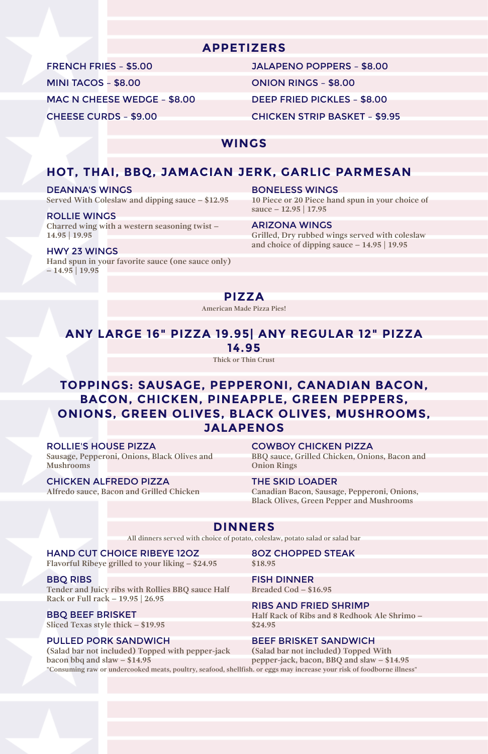## APPETIZERS

FRENCH FRIES – $5.00

MINI TACOS – $8.00

MAC N CHEESE WEDGE – $8.00

CHEESE CURDS – $9.00

JALAPENO POPPERS – $8.00

ONION RINGS – $8.00

DEEP FRIED PICKLES – $8.00

CHICKEN STRIP BASKET – $9.95

## WINGS

### HOT, THAI, BBQ, JAMACIAN JERK, GARLIC PARMESAN

**DEANNA'S WINGS**
Served With Coleslaw and dipping sauce – $12.95

**ROLLIE WINGS**
Charred wing with a western seasoning twist – 14.95 | 19.95

**HWY 23 WINGS**
Hand spun in your favorite sauce (one sauce only) – 14.95 | 19.95

**BONELESS WINGS**
10 Piece or 20 Piece hand spun in your choice of sauce – 12.95 | 17.95

**ARIZONA WINGS**
Grilled, Dry rubbed wings served with coleslaw and choice of dipping sauce – 14.95 | 19.95

## PIZZA

American Made Pizza Pies!

### ANY LARGE 16" PIZZA 19.95| ANY REGULAR 12" PIZZA 14.95

Thick or Thin Crust

### TOPPINGS: SAUSAGE, PEPPERONI, CANADIAN BACON, BACON, CHICKEN, PINEAPPLE, GREEN PEPPERS, ONIONS, GREEN OLIVES, BLACK OLIVES, MUSHROOMS, JALAPENOS

**ROLLIE'S HOUSE PIZZA**
Sausage, Pepperoni, Onions, Black Olives and Mushrooms

**CHICKEN ALFREDO PIZZA**
Alfredo sauce, Bacon and Grilled Chicken

**COWBOY CHICKEN PIZZA**
BBQ sauce, Grilled Chicken, Onions, Bacon and Onion Rings

**THE SKID LOADER**
Canadian Bacon, Sausage, Pepperoni, Onions, Black Olives, Green Pepper and Mushrooms

## DINNERS

All dinners served with choice of potato, coleslaw, potato salad or salad bar

**HAND CUT CHOICE RIBEYE 12OZ**
Flavorful Ribeye grilled to your liking – $24.95

**BBQ RIBS**
Tender and Juicy ribs with Rollies BBQ sauce Half Rack or Full rack – 19.95 | 26.95

**BBQ BEEF BRISKET**
Sliced Texas style thick – $19.95

**PULLED PORK SANDWICH**
(Salad bar not included) Topped with pepper-jack bacon bbq and slaw – $14.95

**8OZ CHOPPED STEAK**
$18.95

**FISH DINNER**
Breaded Cod – $16.95

**RIBS AND FRIED SHRIMP**
Half Rack of Ribs and 8 Redhook Ale Shrimo – $24.95

**BEEF BRISKET SANDWICH**
(Salad bar not included) Topped With pepper-jack, bacon, BBQ and slaw – $14.95

"Consuming raw or undercooked meats, poultry, seafood, shellfish. or eggs may increase your risk of foodborne illness"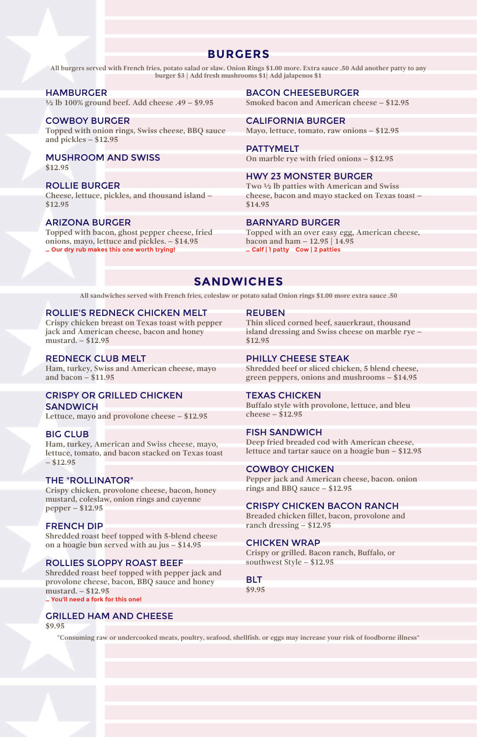# BURGERS

All burgers served with French fries, potato salad or slaw. Onion Rings $1.00 more. Extra sauce .50 Add another patty to any burger $3 | Add fresh mushrooms $1| Add jalapenos $1

### HAMBURGER
½ lb 100% ground beef. Add cheese .49 – $9.95

### COWBOY BURGER
Topped with onion rings, Swiss cheese, BBQ sauce and pickles – $12.95

### MUSHROOM AND SWISS
$12.95

### ROLLIE BURGER
Cheese, lettuce, pickles, and thousand island – $12.95

### ARIZONA BURGER
Topped with bacon, ghost pepper cheese, fried onions, mayo, lettuce and pickles. – $14.95
... Our dry rub makes this one worth trying!

### BACON CHEESEBURGER
Smoked bacon and American cheese – $12.95

### CALIFORNIA BURGER
Mayo, lettuce, tomato, raw onions – $12.95

### PATTYMELT
On marble rye with fried onions – $12.95

### HWY 23 MONSTER BURGER
Two ½ lb patties with American and Swiss cheese, bacon and mayo stacked on Texas toast – $14.95

### BARNYARD BURGER
Topped with an over easy egg, American cheese, bacon and ham – 12.95 | 14.95
... Calf | 1 patty  Cow | 2 patties

# SANDWICHES

All sandwiches served with French fries, coleslaw or potato salad Onion rings $1.00 more extra sauce .50

### ROLLIE'S REDNECK CHICKEN MELT
Crispy chicken breast on Texas toast with pepper jack and American cheese, bacon and honey mustard. – $12.95

### REDNECK CLUB MELT
Ham, turkey, Swiss and American cheese, mayo and bacon – $11.95

### CRISPY OR GRILLED CHICKEN SANDWICH
Lettuce, mayo and provolone cheese – $12.95

### BIG CLUB
Ham, turkey, American and Swiss cheese, mayo, lettuce, tomato, and bacon stacked on Texas toast – $12.95

### THE "ROLLINATOR"
Crispy chicken, provolone cheese, bacon, honey mustard, coleslaw, onion rings and cayenne pepper – $12.95

### FRENCH DIP
Shredded roast beef topped with 5-blend cheese on a hoagie bun served with au jus – $14.95

### ROLLIES SLOPPY ROAST BEEF
Shredded roast beef topped with pepper jack and provolone cheese, bacon, BBQ sauce and honey mustard. – $12.95
... You'll need a fork for this one!

### GRILLED HAM AND CHEESE
$9.95

### REUBEN
Thin sliced corned beef, sauerkraut, thousand island dressing and Swiss cheese on marble rye – $12.95

### PHILLY CHEESE STEAK
Shredded beef or sliced chicken, 5 blend cheese, green peppers, onions and mushrooms – $14.95

### TEXAS CHICKEN
Buffalo style with provolone, lettuce, and bleu cheese – $12.95

### FISH SANDWICH
Deep fried breaded cod with American cheese, lettuce and tartar sauce on a hoagie bun – $12.95

### COWBOY CHICKEN
Pepper jack and American cheese, bacon. onion rings and BBQ sauce – $12.95

### CRISPY CHICKEN BACON RANCH
Breaded chicken fillet, bacon, provolone and ranch dressing – $12.95

### CHICKEN WRAP
Crispy or grilled. Bacon ranch, Buffalo, or southwest Style – $12.95

### BLT
$9.95

"Consuming raw or undercooked meats, poultry, seafood, shellfish. or eggs may increase your risk of foodborne illness"